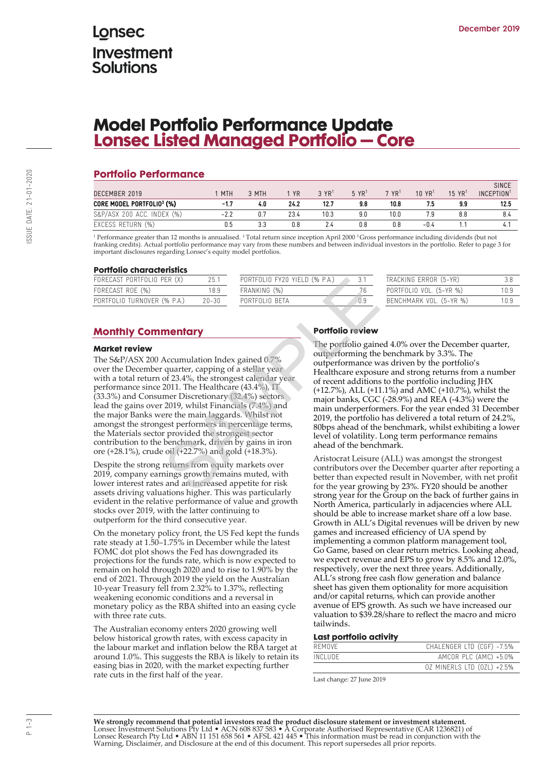# Lonsec Investment Solutions

December 2019

# Model Portfolio Performance Update
## Lonsec Listed Managed Portfolio — Core

### Portfolio Performance

| DECEMBER 2019 | 1 MTH | 3 MTH | 1 YR | 3 YR[1] | 5 YR[1] | 7 YR[1] | 10 YR[1] | 15 YR[1] | SINCE INCEPTION[1] |
|---|---|---|---|---|---|---|---|---|---|
| **CORE MODEL PORTFOLIO[3] (%)** | **−1.7** | **4.0** | **24.2** | **12.7** | **9.8** | **10.8** | **7.5** | **9.9** | **12.5** |
| S&P/ASX 200 ACC. INDEX (%) | −2.2 | 0.7 | 23.4 | 10.3 | 9.0 | 10.0 | 7.9 | 8.8 | 8.4 |
| EXCESS RETURN (%) | 0.5 | 3.3 | 0.8 | 2.4 | 0.8 | 0.8 | −0.4 | 1.1 | 4.1 |

[1] Performance greater than 12 months is annualised. [2] Total return since inception April 2000 [3] Gross performance including dividends (but not franking credits). Actual portfolio performance may vary from these numbers and between individual investors in the portfolio. Refer to page 3 for important disclosures regarding Lonsec's equity model portfolios.

### Portfolio characteristics

| | | | | | |
|---|---|---|---|---|---|
| FORECAST PORTFOLIO PER (X) | 25.1 | PORTFOLIO FY20 YIELD (% P.A.) | 3.1 | TRACKING ERROR (5-YR) | 3.8 |
| FORECAST ROE (%) | 18.9 | FRANKING (%) | 76 | PORTFOLIO VOL. (5-YR %) | 10.9 |
| PORTFOLIO TURNOVER (% P.A.) | 20–30 | PORTFOLIO BETA | 0.9 | BENCHMARK VOL. (5-YR %) | 10.9 |

## Monthly Commentary

### Market review

The S&P/ASX 200 Accumulation Index gained 0.7% over the December quarter, capping of a stellar year with a total return of 23.4%, the strongest calendar year performance since 2011. The Healthcare (43.4%), IT (33.3%) and Consumer Discretionary (32.4%) sectors lead the gains over 2019, whilst Financials (7.4%) and the major Banks were the main laggards. Whilst not amongst the strongest performers in percentage terms, the Materials sector provided the strongest sector contribution to the benchmark, driven by gains in iron ore (+28.1%), crude oil (+22.7%) and gold (+18.3%).

Despite the strong returns from equity markets over 2019, company earnings growth remains muted, with lower interest rates and an increased appetite for risk assets driving valuations higher. This was particularly evident in the relative performance of value and growth stocks over 2019, with the latter continuing to outperform for the third consecutive year.

On the monetary policy front, the US Fed kept the funds rate steady at 1.50–1.75% in December while the latest FOMC dot plot shows the Fed has downgraded its projections for the funds rate, which is now expected to remain on hold through 2020 and to rise to 1.90% by the end of 2021. Through 2019 the yield on the Australian 10-year Treasury fell from 2.32% to 1.37%, reflecting weakening economic conditions and a reversal in monetary policy as the RBA shifted into an easing cycle with three rate cuts.

The Australian economy enters 2020 growing well below historical growth rates, with excess capacity in the labour market and inflation below the RBA target at around 1.0%. This suggests the RBA is likely to retain its easing bias in 2020, with the market expecting further rate cuts in the first half of the year.

### Portfolio review

The portfolio gained 4.0% over the December quarter, outperforming the benchmark by 3.3%. The outperformance was driven by the portfolio's Healthcare exposure and strong returns from a number of recent additions to the portfolio including JHX (+12.7%), ALL (+11.1%) and AMC (+10.7%), whilst the major banks, CGC (-28.9%) and REA (-4.3%) were the main underperformers. For the year ended 31 December 2019, the portfolio has delivered a total return of 24.2%, 80bps ahead of the benchmark, whilst exhibiting a lower level of volatility. Long term performance remains ahead of the benchmark.

Aristocrat Leisure (ALL) was amongst the strongest contributors over the December quarter after reporting a better than expected result in November, with net profit for the year growing by 23%. FY20 should be another strong year for the Group on the back of further gains in North America, particularly in adjacencies where ALL should be able to increase market share off a low base. Growth in ALL's Digital revenues will be driven by new games and increased efficiency of UA spend by implementing a common platform management tool, Go Game, based on clear return metrics. Looking ahead, we expect revenue and EPS to grow by 8.5% and 12.0%, respectively, over the next three years. Additionally, ALL's strong free cash flow generation and balance sheet has given them optionality for more acquisition and/or capital returns, which can provide another avenue of EPS growth. As such we have increased our valuation to $39.28/share to reflect the macro and micro tailwinds.

### Last portfolio activity

| | |
|---|---|
| REMOVE | CHALENGER LTD (CGF) -7.5% |
| INCLUDE | AMCOR PLC (AMC) +5.0% |
| | OZ MINERLS LTD (OZL) +2.5% |

Last change: 27 June 2019

**We strongly recommend that potential investors read the product disclosure statement or investment statement.**
Lonsec Investment Solutions Pty Ltd • ACN 608 837 583 • A Corporate Authorised Representative (CAR 1236821) of Lonsec Research Pty Ltd • ABN 11 151 658 561 • AFSL 421 445 • This information must be read in conjunction with the Warning, Disclaimer, and Disclosure at the end of this document. This report supersedes all prior reports.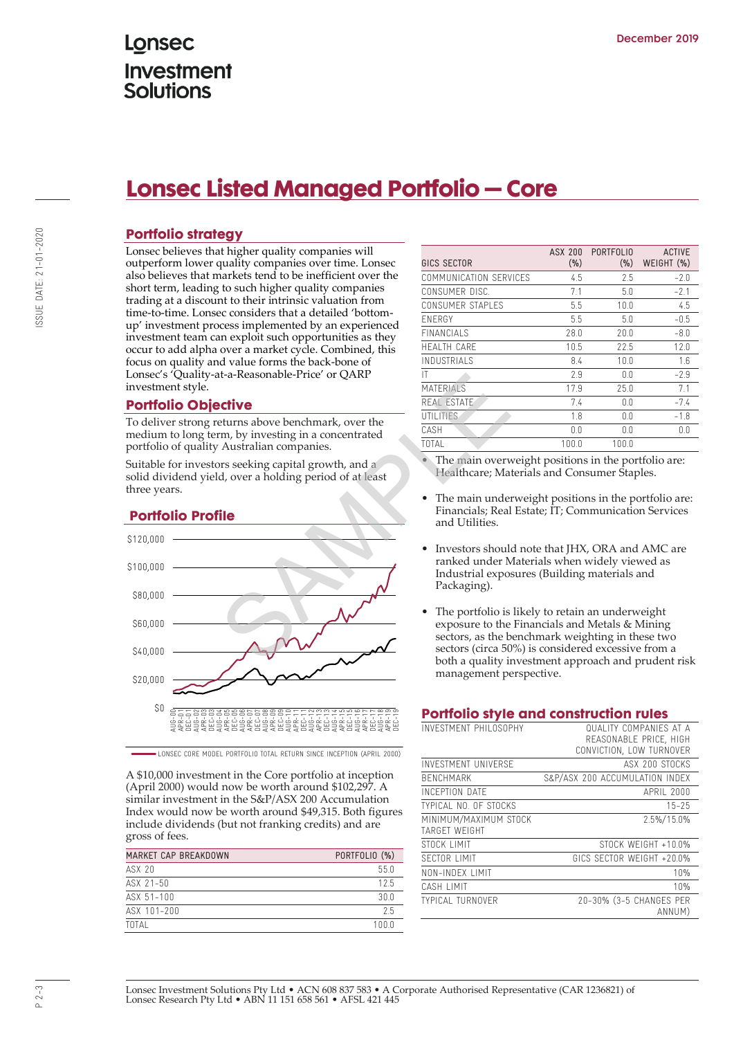Lonsec Investment Solutions

December 2019

# Lonsec Listed Managed Portfolio — Core

## Portfolio strategy

Lonsec believes that higher quality companies will outperform lower quality companies over time. Lonsec also believes that markets tend to be inefficient over the short term, leading to such higher quality companies trading at a discount to their intrinsic valuation from time-to-time. Lonsec considers that a detailed 'bottom-up' investment process implemented by an experienced investment team can exploit such opportunities as they occur to add alpha over a market cycle. Combined, this focus on quality and value forms the back-bone of Lonsec's 'Quality-at-a-Reasonable-Price' or QARP investment style.

## Portfolio Objective

To deliver strong returns above benchmark, over the medium to long term, by investing in a concentrated portfolio of quality Australian companies.

Suitable for investors seeking capital growth, and a solid dividend yield, over a holding period of at least three years.

## Portfolio Profile

LONSEC CORE MODEL PORTFOLIO TOTAL RETURN SINCE INCEPTION (APRIL 2000)

A $10,000 investment in the Core portfolio at inception (April 2000) would now be worth around $102,297. A similar investment in the S&P/ASX 200 Accumulation Index would now be worth around $49,315. Both figures include dividends (but not franking credits) and are gross of fees.

| MARKET CAP BREAKDOWN | PORTFOLIO (%) |
|---|---|
| ASX 20 | 55.0 |
| ASX 21-50 | 12.5 |
| ASX 51-100 | 30.0 |
| ASX 101-200 | 2.5 |
| TOTAL | 100.0 |

| GICS SECTOR | ASX 200 (%) | PORTFOLIO (%) | ACTIVE WEIGHT (%) |
|---|---|---|---|
| COMMUNICATION SERVICES | 4.5 | 2.5 | -2.0 |
| CONSUMER DISC. | 7.1 | 5.0 | -2.1 |
| CONSUMER STAPLES | 5.5 | 10.0 | 4.5 |
| ENERGY | 5.5 | 5.0 | -0.5 |
| FINANCIALS | 28.0 | 20.0 | -8.0 |
| HEALTH CARE | 10.5 | 22.5 | 12.0 |
| INDUSTRIALS | 8.4 | 10.0 | 1.6 |
| IT | 2.9 | 0.0 | -2.9 |
| MATERIALS | 17.9 | 25.0 | 7.1 |
| REAL ESTATE | 7.4 | 0.0 | -7.4 |
| UTILITIES | 1.8 | 0.0 | -1.8 |
| CASH | 0.0 | 0.0 | 0.0 |
| TOTAL | 100.0 | 100.0 | |

- The main overweight positions in the portfolio are: Healthcare; Materials and Consumer Staples.
- The main underweight positions in the portfolio are: Financials; Real Estate; IT; Communication Services and Utilities.
- Investors should note that JHX, ORA and AMC are ranked under Materials when widely viewed as Industrial exposures (Building materials and Packaging).
- The portfolio is likely to retain an underweight exposure to the Financials and Metals & Mining sectors, as the benchmark weighting in these two sectors (circa 50%) is considered excessive from a both a quality investment approach and prudent risk management perspective.

## Portfolio style and construction rules

| | |
|---|---|
| INVESTMENT PHILOSOPHY | QUALITY COMPANIES AT A REASONABLE PRICE, HIGH CONVICTION, LOW TURNOVER |
| INVESTMENT UNIVERSE | ASX 200 STOCKS |
| BENCHMARK | S&P/ASX 200 ACCUMULATION INDEX |
| INCEPTION DATE | APRIL 2000 |
| TYPICAL NO. OF STOCKS | 15-25 |
| MINIMUM/MAXIMUM STOCK TARGET WEIGHT | 2.5%/15.0% |
| STOCK LIMIT | STOCK WEIGHT +10.0% |
| SECTOR LIMIT | GICS SECTOR WEIGHT +20.0% |
| NON-INDEX LIMIT | 10% |
| CASH LIMIT | 10% |
| TYPICAL TURNOVER | 20-30% (3-5 CHANGES PER ANNUM) |

Lonsec Investment Solutions Pty Ltd • ACN 608 837 583 • A Corporate Authorised Representative (CAR 1236821) of Lonsec Research Pty Ltd • ABN 11 151 658 561 • AFSL 421 445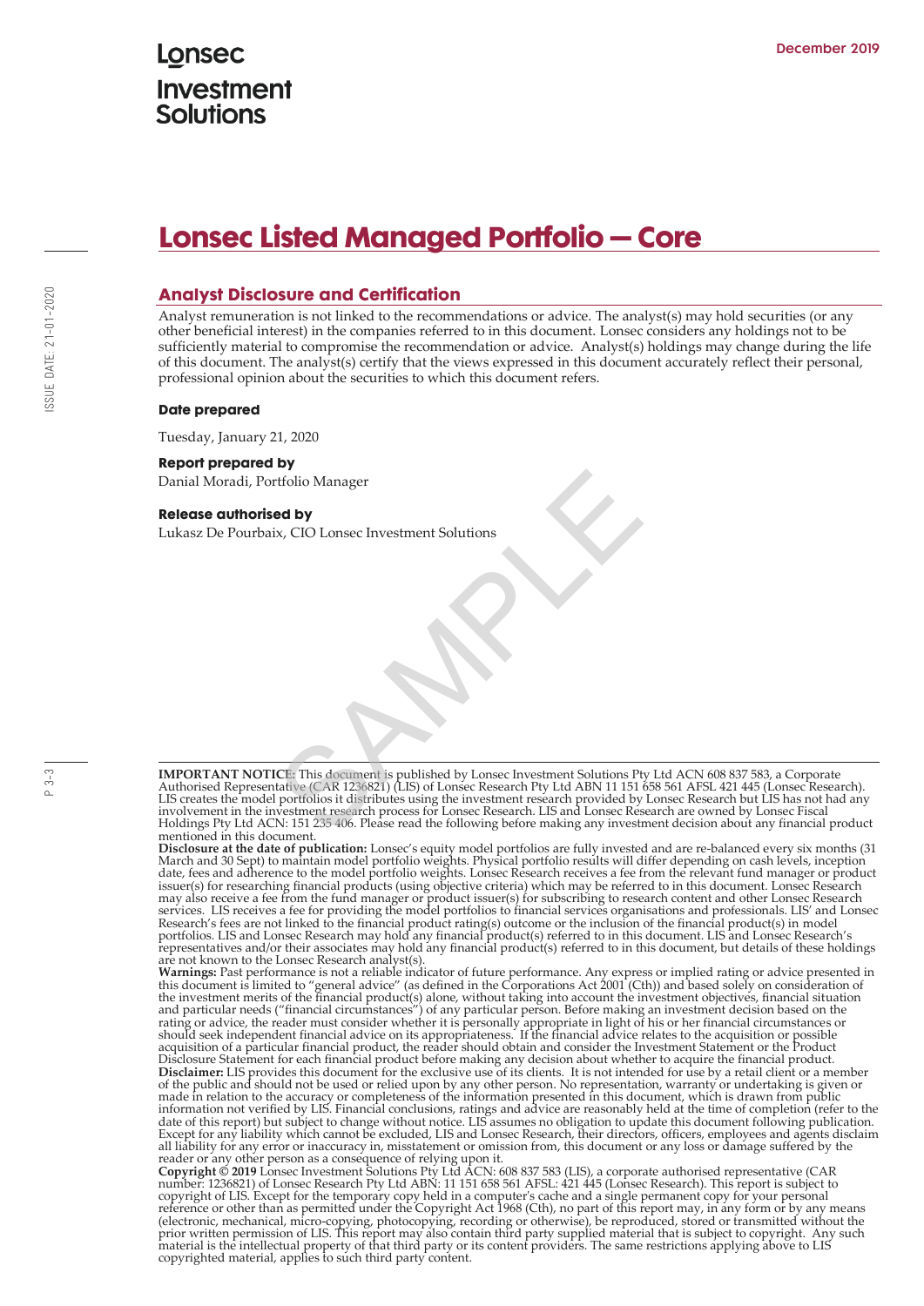# Lonsec Listed Managed Portfolio — Core

## Analyst Disclosure and Certification

Analyst remuneration is not linked to the recommendations or advice. The analyst(s) may hold securities (or any other beneficial interest) in the companies referred to in this document. Lonsec considers any holdings not to be sufficiently material to compromise the recommendation or advice. Analyst(s) holdings may change during the life of this document. The analyst(s) certify that the views expressed in this document accurately reflect their personal, professional opinion about the securities to which this document refers.

### Date prepared

Tuesday, January 21, 2020

### Report prepared by

Danial Moradi, Portfolio Manager

### Release authorised by

Lukasz De Pourbaix, CIO Lonsec Investment Solutions

**IMPORTANT NOTICE:** This document is published by Lonsec Investment Solutions Pty Ltd ACN 608 837 583, a Corporate Authorised Representative (CAR 1236821) (LIS) of Lonsec Research Pty Ltd ABN 11 151 658 561 AFSL 421 445 (Lonsec Research). LIS creates the model portfolios it distributes using the investment research provided by Lonsec Research but LIS has not had any involvement in the investment research process for Lonsec Research. LIS and Lonsec Research are owned by Lonsec Fiscal Holdings Pty Ltd ACN: 151 235 406. Please read the following before making any investment decision about any financial product mentioned in this document.

**Disclosure at the date of publication:** Lonsec's equity model portfolios are fully invested and are re-balanced every six months (31 March and 30 Sept) to maintain model portfolio weights. Physical portfolio results will differ depending on cash levels, inception date, fees and adherence to the model portfolio weights. Lonsec Research receives a fee from the relevant fund manager or product issuer(s) for researching financial products (using objective criteria) which may be referred to in this document. Lonsec Research may also receive a fee from the fund manager or product issuer(s) for subscribing to research content and other Lonsec Research services. LIS receives a fee for providing the model portfolios to financial services organisations and professionals. LIS' and Lonsec Research's fees are not linked to the financial product rating(s) outcome or the inclusion of the financial product(s) in model portfolios. LIS and Lonsec Research may hold any financial product(s) referred to in this document. LIS and Lonsec Research's representatives and/or their associates may hold any financial product(s) referred to in this document, but details of these holdings are not known to the Lonsec Research analyst(s).

**Warnings:** Past performance is not a reliable indicator of future performance. Any express or implied rating or advice presented in this document is limited to "general advice" (as defined in the Corporations Act 2001 (Cth)) and based solely on consideration of the investment merits of the financial product(s) alone, without taking into account the investment objectives, financial situation and particular needs ("financial circumstances") of any particular person. Before making an investment decision based on the rating or advice, the reader must consider whether it is personally appropriate in light of his or her financial circumstances or should seek independent financial advice on its appropriateness. If the financial advice relates to the acquisition or possible acquisition of a particular financial product, the reader should obtain and consider the Investment Statement or the Product Disclosure Statement for each financial product before making any decision about whether to acquire the financial product.

**Disclaimer:** LIS provides this document for the exclusive use of its clients. It is not intended for use by a retail client or a member of the public and should not be used or relied upon by any other person. No representation, warranty or undertaking is given or made in relation to the accuracy or completeness of the information presented in this document, which is drawn from public information not verified by LIS. Financial conclusions, ratings and advice are reasonably held at the time of completion (refer to the date of this report) but subject to change without notice. LIS assumes no obligation to update this document following publication. Except for any liability which cannot be excluded, LIS and Lonsec Research, their directors, officers, employees and agents disclaim all liability for any error or inaccuracy in, misstatement or omission from, this document or any loss or damage suffered by the reader or any other person as a consequence of relying upon it.

**Copyright © 2019** Lonsec Investment Solutions Pty Ltd ACN: 608 837 583 (LIS), a corporate authorised representative (CAR number: 1236821) of Lonsec Research Pty Ltd ABN: 11 151 658 561 AFSL: 421 445 (Lonsec Research). This report is subject to copyright of LIS. Except for the temporary copy held in a computer's cache and a single permanent copy for your personal reference or other than as permitted under the Copyright Act 1968 (Cth), no part of this report may, in any form or by any means (electronic, mechanical, micro-copying, photocopying, recording or otherwise), be reproduced, stored or transmitted without the prior written permission of LIS. This report may also contain third party supplied material that is subject to copyright. Any such material is the intellectual property of that third party or its content providers. The same restrictions applying above to LIS copyrighted material, applies to such third party content.